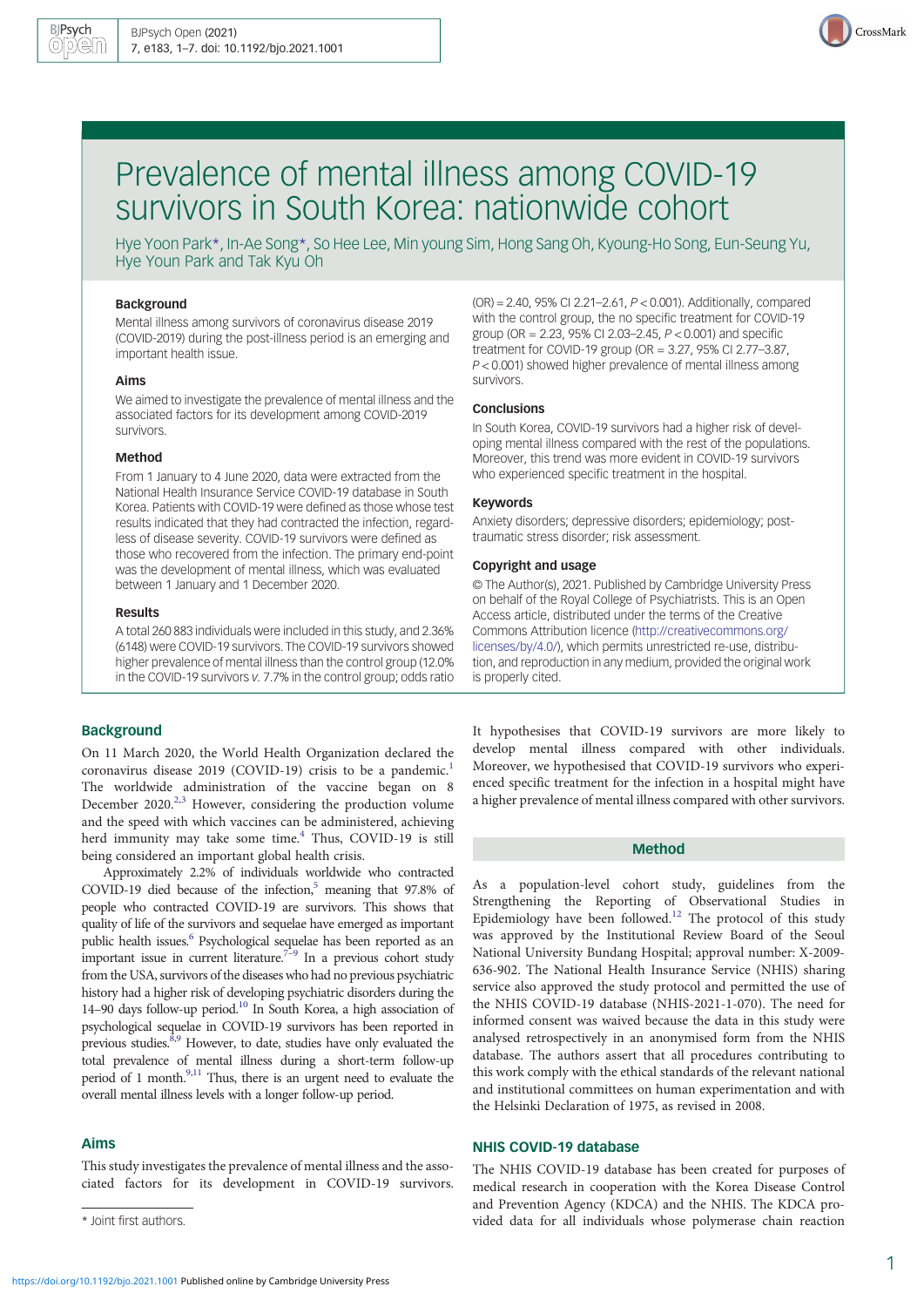# Prevalence of mental illness among COVID-19 survivors in South Korea: nationwide cohort

Hye Yoon Park*, In-Ae Song*, So Hee Lee, Min young Sim, Hong Sang Oh, Kyoung-Ho Song, Eun-Seung Yu, Hye Youn Park and Tak Kyu Oh

### Background

Mental illness among survivors of coronavirus disease 2019 (COVID-2019) during the post-illness period is an emerging and important health issue.

### Aims

We aimed to investigate the prevalence of mental illness and the associated factors for its development among COVID-2019 survivors.

### Method

From 1 January to 4 June 2020, data were extracted from the National Health Insurance Service COVID-19 database in South Korea. Patients with COVID-19 were defined as those whose test results indicated that they had contracted the infection, regardless of disease severity. COVID-19 survivors were defined as those who recovered from the infection. The primary end-point was the development of mental illness, which was evaluated between 1 January and 1 December 2020.

### Results

A total 260 883 individuals were included in this study, and 2.36% (6148) were COVID-19 survivors. The COVID-19 survivors showed higher prevalence of mental illness than the control group (12.0% in the COVID-19 survivors *v.* 7.7% in the control group; odds ratio (OR) = 2.40, 95% CI 2.21–2.61, $P < 0.001$). Additionally, compared with the control group, the no specific treatment for COVID-19 group (OR = 2.23, 95% CI 2.03–2.45, $P < 0.001$) and specific treatment for COVID-19 group (OR = 3.27, 95% CI 2.77–3.87, $P < 0.001$) showed higher prevalence of mental illness among survivors.

### Conclusions

In South Korea, COVID-19 survivors had a higher risk of developing mental illness compared with the rest of the populations. Moreover, this trend was more evident in COVID-19 survivors who experienced specific treatment in the hospital.

### Keywords

Anxiety disorders; depressive disorders; epidemiology; post-traumatic stress disorder; risk assessment.

### Copyright and usage

© The Author(s), 2021. Published by Cambridge University Press on behalf of the Royal College of Psychiatrists. This is an Open Access article, distributed under the terms of the Creative Commons Attribution licence (http://creativecommons.org/licenses/by/4.0/), which permits unrestricted re-use, distribution, and reproduction in any medium, provided the original work is properly cited.

## Background

On 11 March 2020, the World Health Organization declared the coronavirus disease 2019 (COVID-19) crisis to be a pandemic.[1] The worldwide administration of the vaccine began on 8 December 2020.[2,3] However, considering the production volume and the speed with which vaccines can be administered, achieving herd immunity may take some time.[4] Thus, COVID-19 is still being considered an important global health crisis.

Approximately 2.2% of individuals worldwide who contracted COVID-19 died because of the infection,[5] meaning that 97.8% of people who contracted COVID-19 are survivors. This shows that quality of life of the survivors and sequelae have emerged as important public health issues.[6] Psychological sequelae has been reported as an important issue in current literature.[7–9] In a previous cohort study from the USA, survivors of the diseases who had no previous psychiatric history had a higher risk of developing psychiatric disorders during the 14–90 days follow-up period.[10] In South Korea, a high association of psychological sequelae in COVID-19 survivors has been reported in previous studies.[8,9] However, to date, studies have only evaluated the total prevalence of mental illness during a short-term follow-up period of 1 month.[9,11] Thus, there is an urgent need to evaluate the overall mental illness levels with a longer follow-up period.

## Aims

This study investigates the prevalence of mental illness and the associated factors for its development in COVID-19 survivors. It hypothesises that COVID-19 survivors are more likely to develop mental illness compared with other individuals. Moreover, we hypothesised that COVID-19 survivors who experienced specific treatment for the infection in a hospital might have a higher prevalence of mental illness compared with other survivors.

\* Joint first authors.

## Method

As a population-level cohort study, guidelines from the Strengthening the Reporting of Observational Studies in Epidemiology have been followed.[12] The protocol of this study was approved by the Institutional Review Board of the Seoul National University Bundang Hospital; approval number: X-2009-636-902. The National Health Insurance Service (NHIS) sharing service also approved the study protocol and permitted the use of the NHIS COVID-19 database (NHIS-2021-1-070). The need for informed consent was waived because the data in this study were analysed retrospectively in an anonymised form from the NHIS database. The authors assert that all procedures contributing to this work comply with the ethical standards of the relevant national and institutional committees on human experimentation and with the Helsinki Declaration of 1975, as revised in 2008.

### NHIS COVID-19 database

The NHIS COVID-19 database has been created for purposes of medical research in cooperation with the Korea Disease Control and Prevention Agency (KDCA) and the NHIS. The KDCA provided data for all individuals whose polymerase chain reaction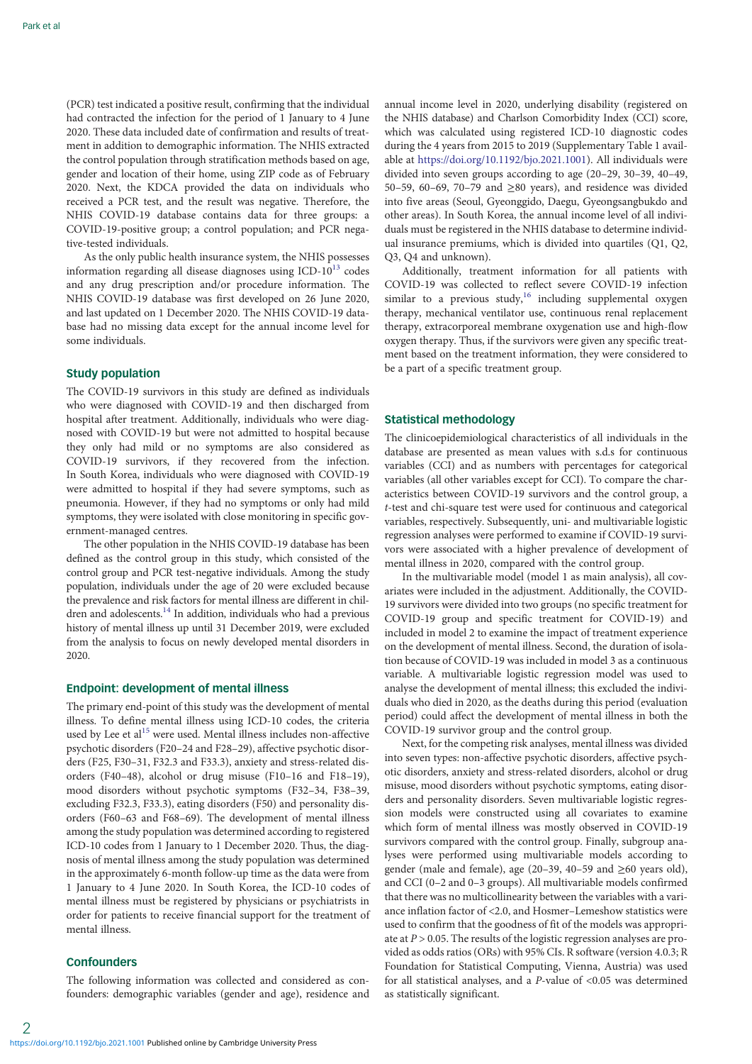(PCR) test indicated a positive result, confirming that the individual had contracted the infection for the period of 1 January to 4 June 2020. These data included date of confirmation and results of treatment in addition to demographic information. The NHIS extracted the control population through stratification methods based on age, gender and location of their home, using ZIP code as of February 2020. Next, the KDCA provided the data on individuals who received a PCR test, and the result was negative. Therefore, the NHIS COVID-19 database contains data for three groups: a COVID-19-positive group; a control population; and PCR negative-tested individuals.

As the only public health insurance system, the NHIS possesses information regarding all disease diagnoses using ICD-10[13] codes and any drug prescription and/or procedure information. The NHIS COVID-19 database was first developed on 26 June 2020, and last updated on 1 December 2020. The NHIS COVID-19 database had no missing data except for the annual income level for some individuals.

### Study population

The COVID-19 survivors in this study are defined as individuals who were diagnosed with COVID-19 and then discharged from hospital after treatment. Additionally, individuals who were diagnosed with COVID-19 but were not admitted to hospital because they only had mild or no symptoms are also considered as COVID-19 survivors, if they recovered from the infection. In South Korea, individuals who were diagnosed with COVID-19 were admitted to hospital if they had severe symptoms, such as pneumonia. However, if they had no symptoms or only had mild symptoms, they were isolated with close monitoring in specific government-managed centres.

The other population in the NHIS COVID-19 database has been defined as the control group in this study, which consisted of the control group and PCR test-negative individuals. Among the study population, individuals under the age of 20 were excluded because the prevalence and risk factors for mental illness are different in children and adolescents.[14] In addition, individuals who had a previous history of mental illness up until 31 December 2019, were excluded from the analysis to focus on newly developed mental disorders in 2020.

### Endpoint: development of mental illness

The primary end-point of this study was the development of mental illness. To define mental illness using ICD-10 codes, the criteria used by Lee et al[15] were used. Mental illness includes non-affective psychotic disorders (F20–24 and F28–29), affective psychotic disorders (F25, F30–31, F32.3 and F33.3), anxiety and stress-related disorders (F40–48), alcohol or drug misuse (F10–16 and F18–19), mood disorders without psychotic symptoms (F32–34, F38–39, excluding F32.3, F33.3), eating disorders (F50) and personality disorders (F60–63 and F68–69). The development of mental illness among the study population was determined according to registered ICD-10 codes from 1 January to 1 December 2020. Thus, the diagnosis of mental illness among the study population was determined in the approximately 6-month follow-up time as the data were from 1 January to 4 June 2020. In South Korea, the ICD-10 codes of mental illness must be registered by physicians or psychiatrists in order for patients to receive financial support for the treatment of mental illness.

### Confounders

The following information was collected and considered as confounders: demographic variables (gender and age), residence and annual income level in 2020, underlying disability (registered on the NHIS database) and Charlson Comorbidity Index (CCI) score, which was calculated using registered ICD-10 diagnostic codes during the 4 years from 2015 to 2019 (Supplementary Table 1 available at https://doi.org/10.1192/bjo.2021.1001). All individuals were divided into seven groups according to age (20–29, 30–39, 40–49, 50–59, 60–69, 70–79 and ≥80 years), and residence was divided into five areas (Seoul, Gyeonggido, Daegu, Gyeongsangbukdo and other areas). In South Korea, the annual income level of all individuals must be registered in the NHIS database to determine individual insurance premiums, which is divided into quartiles (Q1, Q2, Q3, Q4 and unknown).

Additionally, treatment information for all patients with COVID-19 was collected to reflect severe COVID-19 infection similar to a previous study,[16] including supplemental oxygen therapy, mechanical ventilator use, continuous renal replacement therapy, extracorporeal membrane oxygenation use and high-flow oxygen therapy. Thus, if the survivors were given any specific treatment based on the treatment information, they were considered to be a part of a specific treatment group.

### Statistical methodology

The clinicoepidemiological characteristics of all individuals in the database are presented as mean values with s.d.s for continuous variables (CCI) and as numbers with percentages for categorical variables (all other variables except for CCI). To compare the characteristics between COVID-19 survivors and the control group, a *t*-test and chi-square test were used for continuous and categorical variables, respectively. Subsequently, uni- and multivariable logistic regression analyses were performed to examine if COVID-19 survivors were associated with a higher prevalence of development of mental illness in 2020, compared with the control group.

In the multivariable model (model 1 as main analysis), all covariates were included in the adjustment. Additionally, the COVID-19 survivors were divided into two groups (no specific treatment for COVID-19 group and specific treatment for COVID-19) and included in model 2 to examine the impact of treatment experience on the development of mental illness. Second, the duration of isolation because of COVID-19 was included in model 3 as a continuous variable. A multivariable logistic regression model was used to analyse the development of mental illness; this excluded the individuals who died in 2020, as the deaths during this period (evaluation period) could affect the development of mental illness in both the COVID-19 survivor group and the control group.

Next, for the competing risk analyses, mental illness was divided into seven types: non-affective psychotic disorders, affective psychotic disorders, anxiety and stress-related disorders, alcohol or drug misuse, mood disorders without psychotic symptoms, eating disorders and personality disorders. Seven multivariable logistic regression models were constructed using all covariates to examine which form of mental illness was mostly observed in COVID-19 survivors compared with the control group. Finally, subgroup analyses were performed using multivariable models according to gender (male and female), age (20–39, 40–59 and ≥60 years old), and CCI (0–2 and 0–3 groups). All multivariable models confirmed that there was no multicollinearity between the variables with a variance inflation factor of <2.0, and Hosmer–Lemeshow statistics were used to confirm that the goodness of fit of the models was appropriate at $P > 0.05$. The results of the logistic regression analyses are provided as odds ratios (ORs) with 95% CIs. R software (version 4.0.3; R Foundation for Statistical Computing, Vienna, Austria) was used for all statistical analyses, and a $P$-value of <0.05 was determined as statistically significant.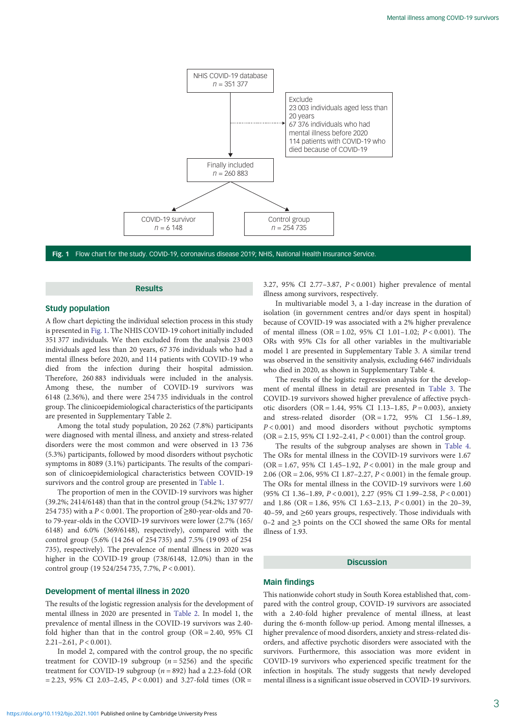NHIS COVID-19 database
$n$ = 351 377

Exclude
23 003 individuals aged less than 20 years
67 376 individuals who had mental illness before 2020
114 patients with COVID-19 who died because of COVID-19

Finally included
$n$ = 260 883

COVID-19 survivor
$n$ = 6 148

Control group
$n$ = 254 735

**Fig. 1** Flow chart for the study. COVID-19, coronavirus disease 2019; NHIS, National Health Insurance Service.

## Results

### Study population

A flow chart depicting the individual selection process in this study is presented in Fig. 1. The NHIS COVID-19 cohort initially included 351 377 individuals. We then excluded from the analysis 23 003 individuals aged less than 20 years, 67 376 individuals who had a mental illness before 2020, and 114 patients with COVID-19 who died from the infection during their hospital admission. Therefore, 260 883 individuals were included in the analysis. Among these, the number of COVID-19 survivors was 6148 (2.36%), and there were 254 735 individuals in the control group. The clinicoepidemiological characteristics of the participants are presented in Supplementary Table 2.

Among the total study population, 20 262 (7.8%) participants were diagnosed with mental illness, and anxiety and stress-related disorders were the most common and were observed in 13 736 (5.3%) participants, followed by mood disorders without psychotic symptoms in 8089 (3.1%) participants. The results of the comparison of clinicoepidemiological characteristics between COVID-19 survivors and the control group are presented in Table 1.

The proportion of men in the COVID-19 survivors was higher (39.2%; 2414/6148) than that in the control group (54.2%; 137 977/254 735) with a $P < 0.001$. The proportion of ≥80-year-olds and 70- to 79-year-olds in the COVID-19 survivors were lower (2.7% (165/6148) and 6.0% (369/6148), respectively), compared with the control group (5.6% (14 264 of 254 735) and 7.5% (19 093 of 254 735), respectively). The prevalence of mental illness in 2020 was higher in the COVID-19 group (738/6148, 12.0%) than in the control group (19 524/254 735, 7.7%, $P < 0.001$).

### Development of mental illness in 2020

The results of the logistic regression analysis for the development of mental illness in 2020 are presented in Table 2. In model 1, the prevalence of mental illness in the COVID-19 survivors was 2.40-fold higher than that in the control group (OR = 2.40, 95% CI 2.21–2.61, $P < 0.001$).

In model 2, compared with the control group, the no specific treatment for COVID-19 subgroup ($n$ = 5256) and the specific treatment for COVID-19 subgroup ($n$ = 892) had a 2.23-fold (OR = 2.23, 95% CI 2.03–2.45, $P < 0.001$) and 3.27-fold times (OR = 3.27, 95% CI 2.77–3.87, $P < 0.001$) higher prevalence of mental illness among survivors, respectively.

In multivariable model 3, a 1-day increase in the duration of isolation (in government centres and/or days spent in hospital) because of COVID-19 was associated with a 2% higher prevalence of mental illness (OR = 1.02, 95% CI 1.01–1.02; $P < 0.001$). The ORs with 95% CIs for all other variables in the multivariable model 1 are presented in Supplementary Table 3. A similar trend was observed in the sensitivity analysis, excluding 6467 individuals who died in 2020, as shown in Supplementary Table 4.

The results of the logistic regression analysis for the development of mental illness in detail are presented in Table 3. The COVID-19 survivors showed higher prevalence of affective psychotic disorders (OR = 1.44, 95% CI 1.13–1.85, $P = 0.003$), anxiety and stress-related disorder (OR = 1.72, 95% CI 1.56–1.89, $P < 0.001$) and mood disorders without psychotic symptoms (OR = 2.15, 95% CI 1.92–2.41, $P < 0.001$) than the control group.

The results of the subgroup analyses are shown in Table 4. The ORs for mental illness in the COVID-19 survivors were 1.67 (OR = 1.67, 95% CI 1.45–1.92, $P < 0.001$) in the male group and 2.06 (OR = 2.06, 95% CI 1.87–2.27, $P < 0.001$) in the female group. The ORs for mental illness in the COVID-19 survivors were 1.60 (95% CI 1.36–1.89, $P < 0.001$), 2.27 (95% CI 1.99–2.58, $P < 0.001$) and 1.86 (OR = 1.86, 95% CI 1.63–2.13, $P < 0.001$) in the 20–39, 40–59, and ≥60 years groups, respectively. Those individuals with 0–2 and ≥3 points on the CCI showed the same ORs for mental illness of 1.93.

## Discussion

### Main findings

This nationwide cohort study in South Korea established that, compared with the control group, COVID-19 survivors are associated with a 2.40-fold higher prevalence of mental illness, at least during the 6-month follow-up period. Among mental illnesses, a higher prevalence of mood disorders, anxiety and stress-related disorders, and affective psychotic disorders were associated with the survivors. Furthermore, this association was more evident in COVID-19 survivors who experienced specific treatment for the infection in hospitals. The study suggests that newly developed mental illness is a significant issue observed in COVID-19 survivors.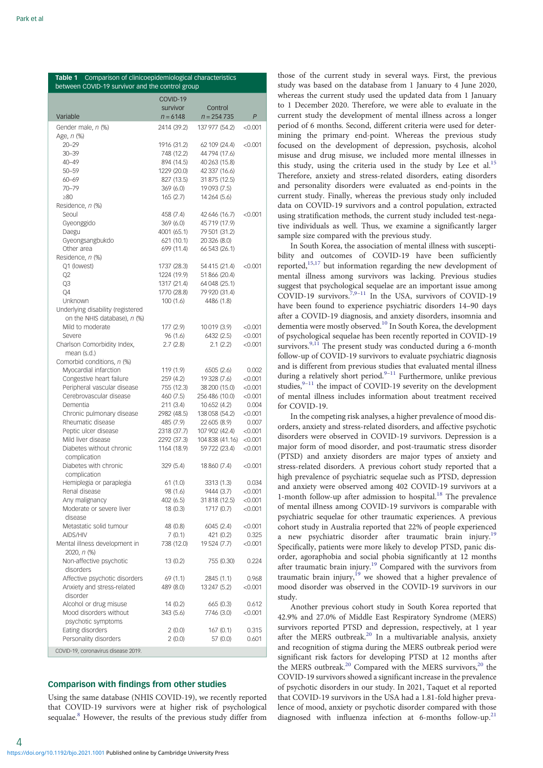**Table 1** Comparison of clinicoepidemiological characteristics between COVID-19 survivor and the control group

| Variable | COVID-19 survivor $n = 6148$ | Control $n = 254\,735$ | *P* |
|---|---|---|---|
| Gender male, *n* (%) | 2414 (39.2) | 137 977 (54.2) | <0.001 |
| Age, *n* (%) | | | |
| 20–29 | 1916 (31.2) | 62 109 (24.4) | <0.001 |
| 30–39 | 748 (12.2) | 44 794 (17.6) | |
| 40–49 | 894 (14.5) | 40 263 (15.8) | |
| 50–59 | 1229 (20.0) | 42 337 (16.6) | |
| 60–69 | 827 (13.5) | 31 875 (12.5) | |
| 70–79 | 369 (6.0) | 19 093 (7.5) | |
| ≥80 | 165 (2.7) | 14 264 (5.6) | |
| Residence, *n* (%) | | | |
| Seoul | 458 (7.4) | 42 646 (16.7) | <0.001 |
| Gyeonggido | 369 (6.0) | 45 719 (17.9) | |
| Daegu | 4001 (65.1) | 79 501 (31.2) | |
| Gyeongsangbukdo | 621 (10.1) | 20 326 (8.0) | |
| Other area | 699 (11.4) | 66 543 (26.1) | |
| Residence, *n* (%) | | | |
| Q1 (lowest) | 1737 (28.3) | 54 415 (21.4) | <0.001 |
| Q2 | 1224 (19.9) | 51 866 (20.4) | |
| Q3 | 1317 (21.4) | 64 048 (25.1) | |
| Q4 | 1770 (28.8) | 79 920 (31.4) | |
| Unknown | 100 (1.6) | 4486 (1.8) | |
| Underlying disability (registered on the NHIS database), *n* (%) | | | |
| Mild to moderate | 177 (2.9) | 10 019 (3.9) | <0.001 |
| Severe | 96 (1.6) | 6432 (2.5) | <0.001 |
| Charlson Comorbidity Index, mean (s.d.) | 2.7 (2.8) | 2.1 (2.2) | <0.001 |
| Comorbid conditions, *n* (%) | | | |
| Myocardial infarction | 119 (1.9) | 6505 (2.6) | 0.002 |
| Congestive heart failure | 259 (4.2) | 19 328 (7.6) | <0.001 |
| Peripheral vascular disease | 755 (12.3) | 38 200 (15.0) | <0.001 |
| Cerebrovascular disease | 460 (7.5) | 256 486 (10.0) | <0.001 |
| Dementia | 211 (3.4) | 10 652 (4.2) | 0.004 |
| Chronic pulmonary disease | 2982 (48.5) | 138 058 (54.2) | <0.001 |
| Rheumatic disease | 485 (7.9) | 22 605 (8.9) | 0.007 |
| Peptic ulcer disease | 2318 (37.7) | 107 902 (42.4) | <0.001 |
| Mild liver disease | 2292 (37.3) | 104 838 (41.16) | <0.001 |
| Diabetes without chronic complication | 1164 (18.9) | 59 722 (23.4) | <0.001 |
| Diabetes with chronic complication | 329 (5.4) | 18 860 (7.4) | <0.001 |
| Hemiplegia or paraplegia | 61 (1.0) | 3313 (1.3) | 0.034 |
| Renal disease | 98 (1.6) | 9444 (3.7) | <0.001 |
| Any malignancy | 402 (6.5) | 31 818 (12.5) | <0.001 |
| Moderate or severe liver disease | 18 (0.3) | 1717 (0.7) | <0.001 |
| Metastatic solid tumour | 48 (0.8) | 6045 (2.4) | <0.001 |
| AIDS/HIV | 7 (0.1) | 421 (0.2) | 0.325 |
| Mental illness development in 2020, *n* (%) | 738 (12.0) | 19 524 (7.7) | <0.001 |
| Non-affective psychotic disorders | 13 (0.2) | 755 (0.30) | 0.224 |
| Affective psychotic disorders | 69 (1.1) | 2845 (1.1) | 0.968 |
| Anxiety and stress-related disorder | 489 (8.0) | 13 247 (5.2) | <0.001 |
| Alcohol or drug misuse | 14 (0.2) | 665 (0.3) | 0.612 |
| Mood disorders without psychotic symptoms | 343 (5.6) | 7746 (3.0) | <0.001 |
| Eating disorders | 2 (0.0) | 167 (0.1) | 0.315 |
| Personality disorders | 2 (0.0) | 57 (0.0) | 0.601 |

COVID-19, coronavirus disease 2019.

## Comparison with findings from other studies

Using the same database (NHIS COVID-19), we recently reported that COVID-19 survivors were at higher risk of psychological sequalae.[8] However, the results of the previous study differ from those of the current study in several ways. First, the previous study was based on the database from 1 January to 4 June 2020, whereas the current study used the updated data from 1 January to 1 December 2020. Therefore, we were able to evaluate in the current study the development of mental illness across a longer period of 6 months. Second, different criteria were used for determining the primary end-point. Whereas the previous study focused on the development of depression, psychosis, alcohol misuse and drug misuse, we included more mental illnesses in this study, using the criteria used in the study by Lee et al.[15] Therefore, anxiety and stress-related disorders, eating disorders and personality disorders were evaluated as end-points in the current study. Finally, whereas the previous study only included data on COVID-19 survivors and a control population, extracted using stratification methods, the current study included test-negative individuals as well. Thus, we examine a significantly larger sample size compared with the previous study.

In South Korea, the association of mental illness with susceptibility and outcomes of COVID-19 have been sufficiently reported,[15,17] but information regarding the new development of mental illness among survivors was lacking. Previous studies suggest that psychological sequelae are an important issue among COVID-19 survivors.[7,9–11] In the USA, survivors of COVID-19 have been found to experience psychiatric disorders 14–90 days after a COVID-19 diagnosis, and anxiety disorders, insomnia and dementia were mostly observed.[10] In South Korea, the development of psychological sequelae has been recently reported in COVID-19 survivors.[9,11] The present study was conducted during a 6-month follow-up of COVID-19 survivors to evaluate psychiatric diagnosis and is different from previous studies that evaluated mental illness during a relatively short period.[9–11] Furthermore, unlike previous studies,[9–11] the impact of COVID-19 severity on the development of mental illness includes information about treatment received for COVID-19.

In the competing risk analyses, a higher prevalence of mood disorders, anxiety and stress-related disorders, and affective psychotic disorders were observed in COVID-19 survivors. Depression is a major form of mood disorder, and post-traumatic stress disorder (PTSD) and anxiety disorders are major types of anxiety and stress-related disorders. A previous cohort study reported that a high prevalence of psychiatric sequelae such as PTSD, depression and anxiety were observed among 402 COVID-19 survivors at a 1-month follow-up after admission to hospital.[18] The prevalence of mental illness among COVID-19 survivors is comparable with psychiatric sequelae for other traumatic experiences. A previous cohort study in Australia reported that 22% of people experienced a new psychiatric disorder after traumatic brain injury.[19] Specifically, patients were more likely to develop PTSD, panic disorder, agoraphobia and social phobia significantly at 12 months after traumatic brain injury.[19] Compared with the survivors from traumatic brain injury,[19] we showed that a higher prevalence of mood disorder was observed in the COVID-19 survivors in our study.

Another previous cohort study in South Korea reported that 42.9% and 27.0% of Middle East Respiratory Syndrome (MERS) survivors reported PTSD and depression, respectively, at 1 year after the MERS outbreak.[20] In a multivariable analysis, anxiety and recognition of stigma during the MERS outbreak period were significant risk factors for developing PTSD at 12 months after the MERS outbreak.[20] Compared with the MERS survivors,[20] the COVID-19 survivors showed a significant increase in the prevalence of psychotic disorders in our study. In 2021, Taquet et al reported that COVID-19 survivors in the USA had a 1.81-fold higher prevalence of mood, anxiety or psychotic disorder compared with those diagnosed with influenza infection at 6-months follow-up.[21]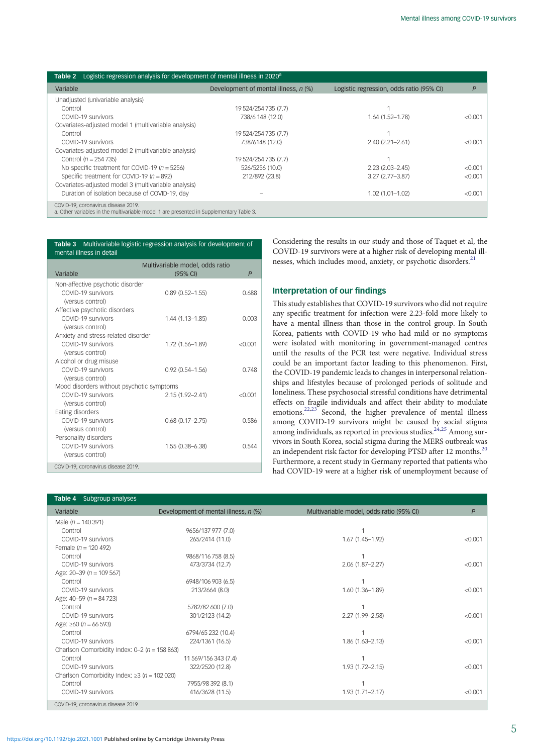**Table 2** Logistic regression analysis for development of mental illness in 2020[a]

| Variable | Development of mental illness, n (%) | Logistic regression, odds ratio (95% CI) | P |
|---|---|---|---|
| Unadjusted (univariable analysis) | | | |
| Control | 19 524/254 735 (7.7) | 1 | |
| COVID-19 survivors | 738/6 148 (12.0) | 1.64 (1.52–1.78) | <0.001 |
| Covariates-adjusted model 1 (multivariable analysis) | | | |
| Control | 19 524/254 735 (7.7) | 1 | |
| COVID-19 survivors | 738/6148 (12.0) | 2.40 (2.21–2.61) | <0.001 |
| Covariates-adjusted model 2 (multivariable analysis) | | | |
| Control (n = 254 735) | 19 524/254 735 (7.7) | 1 | |
| No specific treatment for COVID-19 (n = 5256) | 526/5256 (10.0) | 2.23 (2.03–2.45) | <0.001 |
| Specific treatment for COVID-19 (n = 892) | 212/892 (23.8) | 3.27 (2.77–3.87) | <0.001 |
| Covariates-adjusted model 3 (multivariable analysis) | | | |
| Duration of isolation because of COVID-19, day | – | 1.02 (1.01–1.02) | <0.001 |

COVID-19, coronavirus disease 2019.
a. Other variables in the multivariable model 1 are presented in Supplementary Table 3.

**Table 3** Multivariable logistic regression analysis for development of mental illness in detail

| Variable | Multivariable model, odds ratio (95% CI) | P |
|---|---|---|
| Non-affective psychotic disorder | | |
| COVID-19 survivors (versus control) | 0.89 (0.52–1.55) | 0.688 |
| Affective psychotic disorders | | |
| COVID-19 survivors (versus control) | 1.44 (1.13–1.85) | 0.003 |
| Anxiety and stress-related disorder | | |
| COVID-19 survivors (versus control) | 1.72 (1.56–1.89) | <0.001 |
| Alcohol or drug misuse | | |
| COVID-19 survivors (versus control) | 0.92 (0.54–1.56) | 0.748 |
| Mood disorders without psychotic symptoms | | |
| COVID-19 survivors (versus control) | 2.15 (1.92–2.41) | <0.001 |
| Eating disorders | | |
| COVID-19 survivors (versus control) | 0.68 (0.17–2.75) | 0.586 |
| Personality disorders | | |
| COVID-19 survivors (versus control) | 1.55 (0.38–6.38) | 0.544 |

COVID-19, coronavirus disease 2019.

Considering the results in our study and those of Taquet et al, the COVID-19 survivors were at a higher risk of developing mental illnesses, which includes mood, anxiety, or psychotic disorders.[21]

## Interpretation of our findings

This study establishes that COVID-19 survivors who did not require any specific treatment for infection were 2.23-fold more likely to have a mental illness than those in the control group. In South Korea, patients with COVID-19 who had mild or no symptoms were isolated with monitoring in government-managed centres until the results of the PCR test were negative. Individual stress could be an important factor leading to this phenomenon. First, the COVID-19 pandemic leads to changes in interpersonal relationships and lifestyles because of prolonged periods of solitude and loneliness. These psychosocial stressful conditions have detrimental effects on fragile individuals and affect their ability to modulate emotions.[22,23] Second, the higher prevalence of mental illness among COVID-19 survivors might be caused by social stigma among individuals, as reported in previous studies.[24,25] Among survivors in South Korea, social stigma during the MERS outbreak was an independent risk factor for developing PTSD after 12 months.[20] Furthermore, a recent study in Germany reported that patients who had COVID-19 were at a higher risk of unemployment because of

**Table 4** Subgroup analyses

| Variable | Development of mental illness, n (%) | Multivariable model, odds ratio (95% CI) | P |
|---|---|---|---|
| Male (n = 140 391) | | | |
| Control | 9656/137 977 (7.0) | 1 | |
| COVID-19 survivors | 265/2414 (11.0) | 1.67 (1.45–1.92) | <0.001 |
| Female (n = 120 492) | | | |
| Control | 9868/116 758 (8.5) | 1 | |
| COVID-19 survivors | 473/3734 (12.7) | 2.06 (1.87–2.27) | <0.001 |
| Age: 20–39 (n = 109 567) | | | |
| Control | 6948/106 903 (6.5) | 1 | |
| COVID-19 survivors | 213/2664 (8.0) | 1.60 (1.36–1.89) | <0.001 |
| Age: 40–59 (n = 84 723) | | | |
| Control | 5782/82 600 (7.0) | 1 | |
| COVID-19 survivors | 301/2123 (14.2) | 2.27 (1.99–2.58) | <0.001 |
| Age: ≥60 (n = 66 593) | | | |
| Control | 6794/65 232 (10.4) | 1 | |
| COVID-19 survivors | 224/1361 (16.5) | 1.86 (1.63–2.13) | <0.001 |
| Charlson Comorbidity Index: 0–2 (n = 158 863) | | | |
| Control | 11 569/156 343 (7.4) | 1 | |
| COVID-19 survivors | 322/2520 (12.8) | 1.93 (1.72–2.15) | <0.001 |
| Charlson Comorbidity Index: ≥3 (n = 102 020) | | | |
| Control | 7955/98 392 (8.1) | 1 | |
| COVID-19 survivors | 416/3628 (11.5) | 1.93 (1.71–2.17) | <0.001 |

COVID-19, coronavirus disease 2019.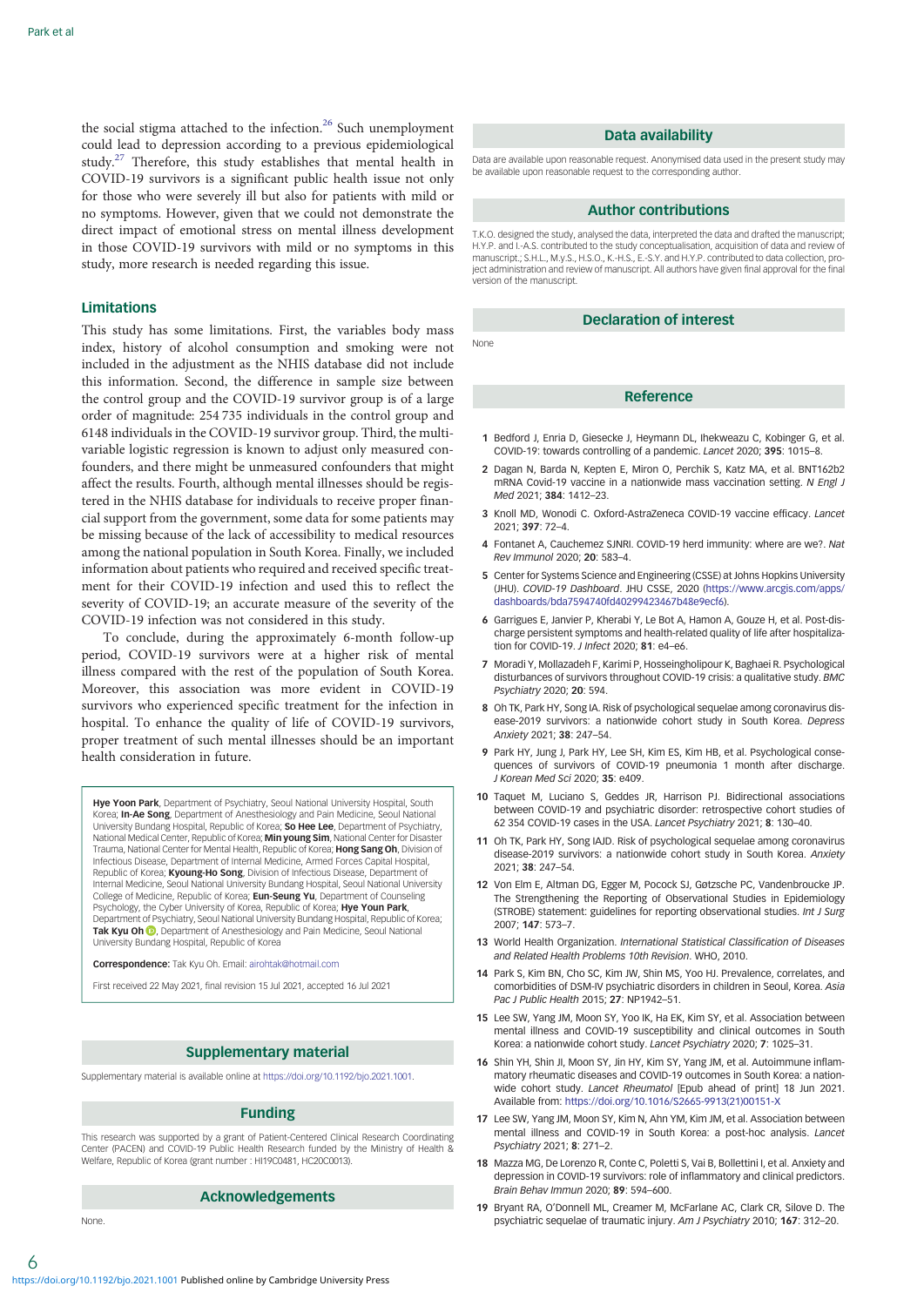the social stigma attached to the infection.[26] Such unemployment could lead to depression according to a previous epidemiological study.[27] Therefore, this study establishes that mental health in COVID-19 survivors is a significant public health issue not only for those who were severely ill but also for patients with mild or no symptoms. However, given that we could not demonstrate the direct impact of emotional stress on mental illness development in those COVID-19 survivors with mild or no symptoms in this study, more research is needed regarding this issue.

### Limitations

This study has some limitations. First, the variables body mass index, history of alcohol consumption and smoking were not included in the adjustment as the NHIS database did not include this information. Second, the difference in sample size between the control group and the COVID-19 survivor group is of a large order of magnitude: 254 735 individuals in the control group and 6148 individuals in the COVID-19 survivor group. Third, the multivariable logistic regression is known to adjust only measured confounders, and there might be unmeasured confounders that might affect the results. Fourth, although mental illnesses should be registered in the NHIS database for individuals to receive proper financial support from the government, some data for some patients may be missing because of the lack of accessibility to medical resources among the national population in South Korea. Finally, we included information about patients who required and received specific treatment for their COVID-19 infection and used this to reflect the severity of COVID-19; an accurate measure of the severity of the COVID-19 infection was not considered in this study.

To conclude, during the approximately 6-month follow-up period, COVID-19 survivors were at a higher risk of mental illness compared with the rest of the population of South Korea. Moreover, this association was more evident in COVID-19 survivors who experienced specific treatment for the infection in hospital. To enhance the quality of life of COVID-19 survivors, proper treatment of such mental illnesses should be an important health consideration in future.

**Hye Yoon Park**, Department of Psychiatry, Seoul National University Hospital, South Korea; **In-Ae Song**, Department of Anesthesiology and Pain Medicine, Seoul National University Bundang Hospital, Republic of Korea; **So Hee Lee**, Department of Psychiatry, National Medical Center, Republic of Korea; **Min young Sim**, National Center for Disaster Trauma, National Center for Mental Health, Republic of Korea; **Hong Sang Oh**, Division of Infectious Disease, Department of Internal Medicine, Armed Forces Capital Hospital, Republic of Korea; **Kyoung-Ho Song**, Division of Infectious Disease, Department of Internal Medicine, Seoul National University Bundang Hospital, Seoul National University College of Medicine, Republic of Korea; **Eun-Seung Yu**, Department of Counseling Psychology, the Cyber University of Korea, Republic of Korea; **Hye Youn Park**, Department of Psychiatry, Seoul National University Bundang Hospital, Republic of Korea; **Tak Kyu Oh**, Department of Anesthesiology and Pain Medicine, Seoul National University Bundang Hospital, Republic of Korea

**Correspondence:** Tak Kyu Oh. Email: airohtak@hotmail.com

First received 22 May 2021, final revision 15 Jul 2021, accepted 16 Jul 2021

## Supplementary material

Supplementary material is available online at https://doi.org/10.1192/bjo.2021.1001.

## Funding

This research was supported by a grant of Patient-Centered Clinical Research Coordinating Center (PACEN) and COVID-19 Public Health Research funded by the Ministry of Health & Welfare, Republic of Korea (grant number : HI19C0481, HC20C0013).

## Acknowledgements

None.

## Data availability

Data are available upon reasonable request. Anonymised data used in the present study may be available upon reasonable request to the corresponding author.

## Author contributions

T.K.O. designed the study, analysed the data, interpreted the data and drafted the manuscript; H.Y.P. and I.-A.S. contributed to the study conceptualisation, acquisition of data and review of manuscript.; S.H.L., M.y.S., H.S.O., K.-H.S., E.-S.Y. and H.Y.P. contributed to data collection, project administration and review of manuscript. All authors have given final approval for the final version of the manuscript.

## Declaration of interest

None

## Reference

1. Bedford J, Enria D, Giesecke J, Heymann DL, Ihekweazu C, Kobinger G, et al. COVID-19: towards controlling of a pandemic. *Lancet* 2020; **395**: 1015–8.
2. Dagan N, Barda N, Kepten E, Miron O, Perchik S, Katz MA, et al. BNT162b2 mRNA Covid-19 vaccine in a nationwide mass vaccination setting. *N Engl J Med* 2021; **384**: 1412–23.
3. Knoll MD, Wonodi C. Oxford-AstraZeneca COVID-19 vaccine efficacy. *Lancet* 2021; **397**: 72–4.
4. Fontanet A, Cauchemez SJNRI. COVID-19 herd immunity: where are we?. *Nat Rev Immunol* 2020; **20**: 583–4.
5. Center for Systems Science and Engineering (CSSE) at Johns Hopkins University (JHU). *COVID-19 Dashboard*. JHU CSSE, 2020 (https://www.arcgis.com/apps/dashboards/bda7594740fd40299423467b48e9ecf6).
6. Garrigues E, Janvier P, Kherabi Y, Le Bot A, Hamon A, Gouze H, et al. Post-discharge persistent symptoms and health-related quality of life after hospitalization for COVID-19. *J Infect* 2020; **81**: e4–e6.
7. Moradi Y, Mollazadeh F, Karimi P, Hosseingholipour K, Baghaei R. Psychological disturbances of survivors throughout COVID-19 crisis: a qualitative study. *BMC Psychiatry* 2020; **20**: 594.
8. Oh TK, Park HY, Song IA. Risk of psychological sequelae among coronavirus disease-2019 survivors: a nationwide cohort study in South Korea. *Depress Anxiety* 2021; **38**: 247–54.
9. Park HY, Jung J, Park HY, Lee SH, Kim ES, Kim HB, et al. Psychological consequences of survivors of COVID-19 pneumonia 1 month after discharge. *J Korean Med Sci* 2020; **35**: e409.
10. Taquet M, Luciano S, Geddes JR, Harrison PJ. Bidirectional associations between COVID-19 and psychiatric disorder: retrospective cohort studies of 62 354 COVID-19 cases in the USA. *Lancet Psychiatry* 2021; **8**: 130–40.
11. Oh TK, Park HY, Song IAJD. Risk of psychological sequelae among coronavirus disease-2019 survivors: a nationwide cohort study in South Korea. *Anxiety* 2021; **38**: 247–54.
12. Von Elm E, Altman DG, Egger M, Pocock SJ, Gøtzsche PC, Vandenbroucke JP. The Strengthening the Reporting of Observational Studies in Epidemiology (STROBE) statement: guidelines for reporting observational studies. *Int J Surg* 2007; **147**: 573–7.
13. World Health Organization. *International Statistical Classification of Diseases and Related Health Problems 10th Revision*. WHO, 2010.
14. Park S, Kim BN, Cho SC, Kim JW, Shin MS, Yoo HJ. Prevalence, correlates, and comorbidities of DSM-IV psychiatric disorders in children in Seoul, Korea. *Asia Pac J Public Health* 2015; **27**: NP1942–51.
15. Lee SW, Yang JM, Moon SY, Yoo IK, Ha EK, Kim SY, et al. Association between mental illness and COVID-19 susceptibility and clinical outcomes in South Korea: a nationwide cohort study. *Lancet Psychiatry* 2020; **7**: 1025–31.
16. Shin YH, Shin JI, Moon SY, Jin HY, Kim SY, Yang JM, et al. Autoimmune inflammatory rheumatic diseases and COVID-19 outcomes in South Korea: a nationwide cohort study. *Lancet Rheumatol* [Epub ahead of print] 18 Jun 2021. Available from: https://doi.org/10.1016/S2665-9913(21)00151-X
17. Lee SW, Yang JM, Moon SY, Kim N, Ahn YM, Kim JM, et al. Association between mental illness and COVID-19 in South Korea: a post-hoc analysis. *Lancet Psychiatry* 2021; **8**: 271–2.
18. Mazza MG, De Lorenzo R, Conte C, Poletti S, Vai B, Bollettini I, et al. Anxiety and depression in COVID-19 survivors: role of inflammatory and clinical predictors. *Brain Behav Immun* 2020; **89**: 594–600.
19. Bryant RA, O'Donnell ML, Creamer M, McFarlane AC, Clark CR, Silove D. The psychiatric sequelae of traumatic injury. *Am J Psychiatry* 2010; **167**: 312–20.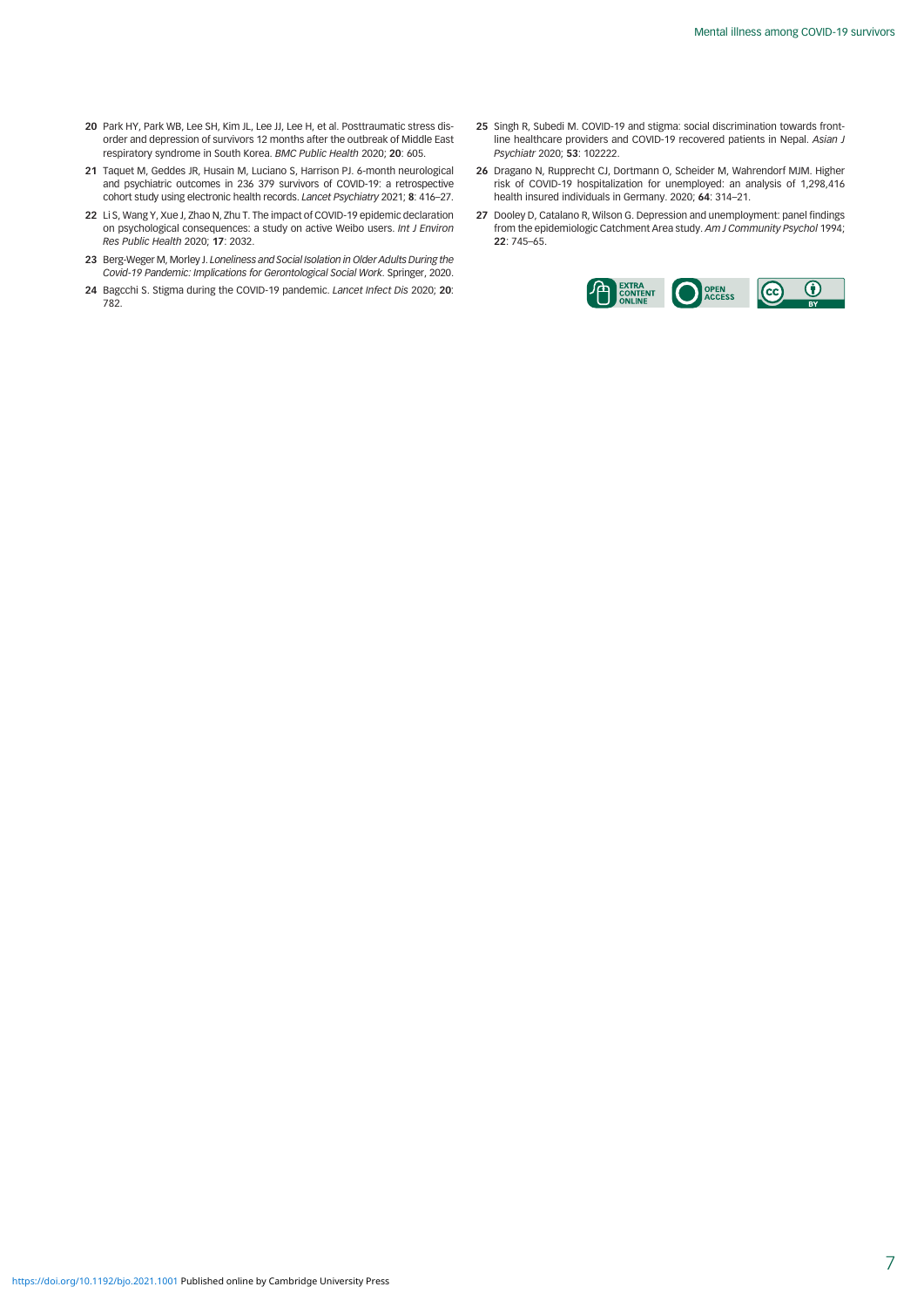20 Park HY, Park WB, Lee SH, Kim JL, Lee JJ, Lee H, et al. Posttraumatic stress disorder and depression of survivors 12 months after the outbreak of Middle East respiratory syndrome in South Korea. *BMC Public Health* 2020; **20**: 605.

21 Taquet M, Geddes JR, Husain M, Luciano S, Harrison PJ. 6-month neurological and psychiatric outcomes in 236 379 survivors of COVID-19: a retrospective cohort study using electronic health records. *Lancet Psychiatry* 2021; **8**: 416–27.

22 Li S, Wang Y, Xue J, Zhao N, Zhu T. The impact of COVID-19 epidemic declaration on psychological consequences: a study on active Weibo users. *Int J Environ Res Public Health* 2020; **17**: 2032.

23 Berg-Weger M, Morley J. *Loneliness and Social Isolation in Older Adults During the Covid-19 Pandemic: Implications for Gerontological Social Work*. Springer, 2020.

24 Bagcchi S. Stigma during the COVID-19 pandemic. *Lancet Infect Dis* 2020; **20**: 782.

25 Singh R, Subedi M. COVID-19 and stigma: social discrimination towards frontline healthcare providers and COVID-19 recovered patients in Nepal. *Asian J Psychiatr* 2020; **53**: 102222.

26 Dragano N, Rupprecht CJ, Dortmann O, Scheider M, Wahrendorf MJM. Higher risk of COVID-19 hospitalization for unemployed: an analysis of 1,298,416 health insured individuals in Germany. 2020; **64**: 314–21.

27 Dooley D, Catalano R, Wilson G. Depression and unemployment: panel findings from the epidemiologic Catchment Area study. *Am J Community Psychol* 1994; **22**: 745–65.

EXTRA CONTENT ONLINE

OPEN ACCESS

CC BY